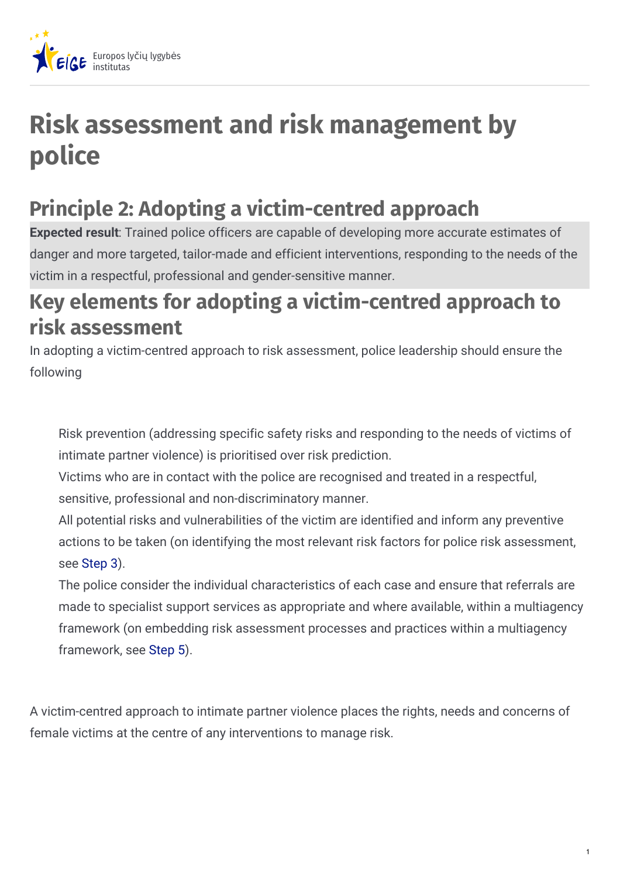# Risk assessment and risk management by police

## Principle 2: Adopting a victim-centred approach

**Expected result**: Trained police officers are capable of developing more accurate estimates of danger and more targeted, tailor-made and efficient interventions, responding to the needs of the victim in a respectful, professional and gender-sensitive manner.

## Key elements for adopting a victim-centred approach to risk assessment

In adopting a victim-centred approach to risk assessment, police leadership should ensure the following

- Risk prevention (addressing specific safety risks and responding to the needs of victims of intimate partner violence) is prioritised over risk prediction.
- Victims who are in contact with the police are recognised and treated in a respectful, sensitive, professional and non-discriminatory manner.
- All potential risks and vulnerabilities of the victim are identified and inform any preventive actions to be taken (on identifying the most relevant risk factors for police risk assessment, see Step 3).
- The police consider the individual characteristics of each case and ensure that referrals are made to specialist support services as appropriate and where available, within a multiagency framework (on embedding risk assessment processes and practices within a multiagency framework, see Step 5).

A victim-centred approach to intimate partner violence places the rights, needs and concerns of female victims at the centre of any interventions to manage risk.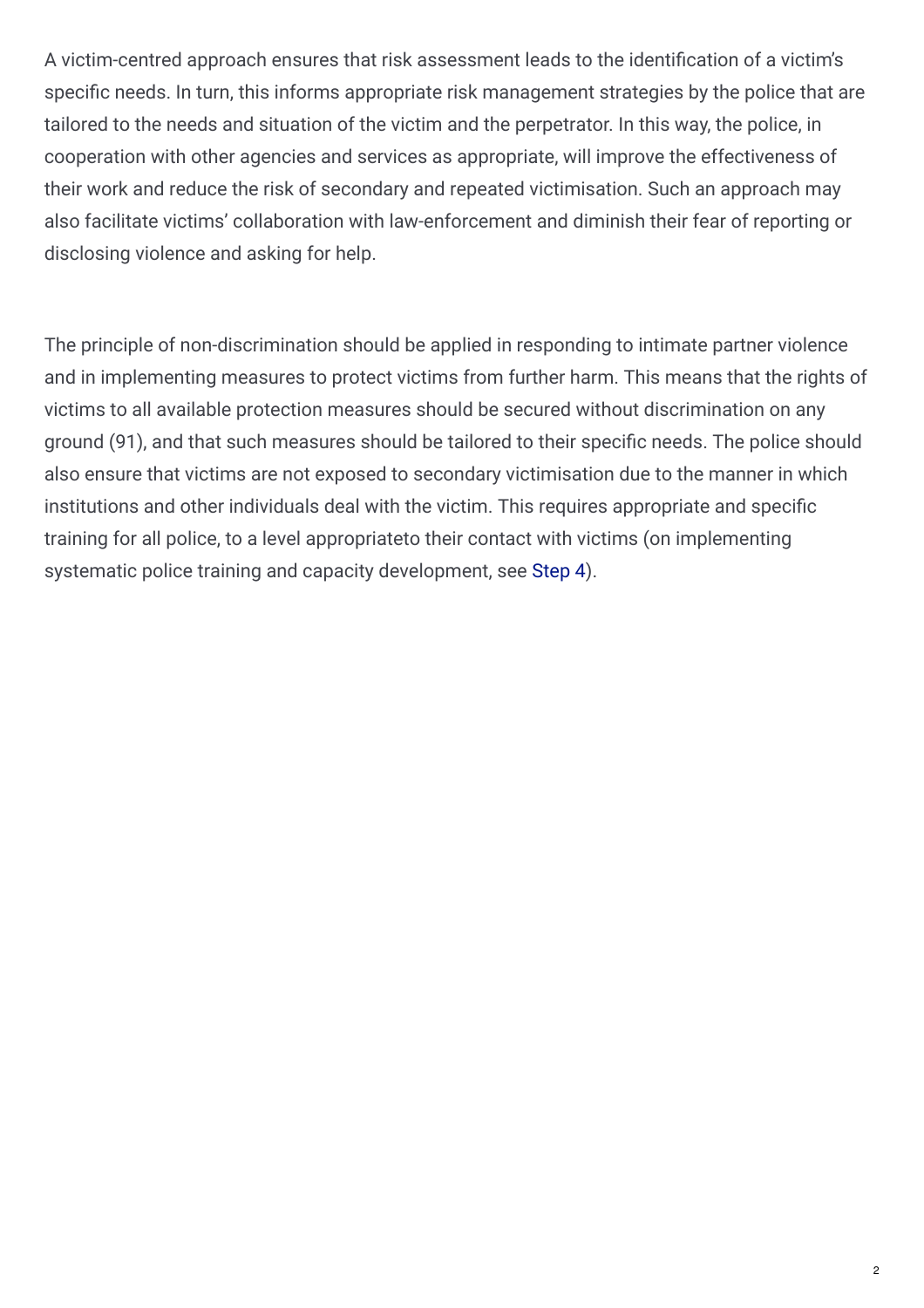A victim-centred approach ensures that risk assessment leads to the identification of a victim's specific needs. In turn, this informs appropriate risk management strategies by the police that are tailored to the needs and situation of the victim and the perpetrator. In this way, the police, in cooperation with other agencies and services as appropriate, will improve the effectiveness of their work and reduce the risk of secondary and repeated victimisation. Such an approach may also facilitate victims' collaboration with law-enforcement and diminish their fear of reporting or disclosing violence and asking for help.

The principle of non-discrimination should be applied in responding to intimate partner violence and in implementing measures to protect victims from further harm. This means that the rights of victims to all available protection measures should be secured without discrimination on any ground (91), and that such measures should be tailored to their specific needs. The police should also ensure that victims are not exposed to secondary victimisation due to the manner in which institutions and other individuals deal with the victim. This requires appropriate and specific training for all police, to a level appropriateto their contact with victims (on implementing systematic police training and capacity development, see Step 4).